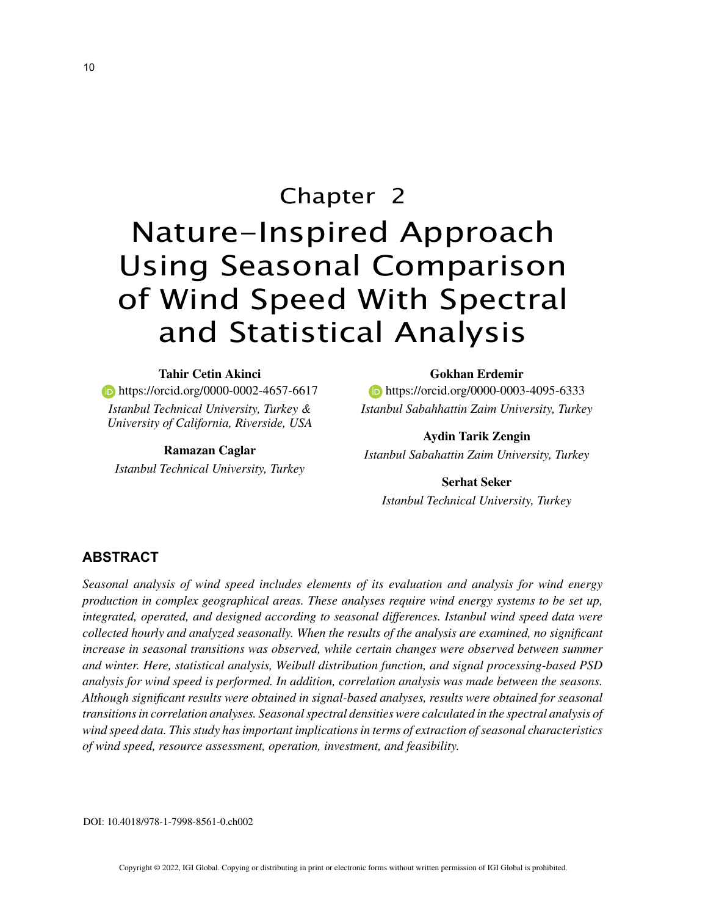# Chapter 2

# Nature-Inspired Approach Using Seasonal Comparison of Wind Speed With Spectral and Statistical Analysis

**Tahir Cetin Akinci**
https://orcid.org/0000-0002-4657-6617
*Istanbul Technical University, Turkey & University of California, Riverside, USA*

**Ramazan Caglar**
*Istanbul Technical University, Turkey*

**Gokhan Erdemir**
https://orcid.org/0000-0003-4095-6333
*Istanbul Sabahhattin Zaim University, Turkey*

**Aydin Tarik Zengin**
*Istanbul Sabahattin Zaim University, Turkey*

**Serhat Seker**
*Istanbul Technical University, Turkey*

## ABSTRACT

*Seasonal analysis of wind speed includes elements of its evaluation and analysis for wind energy production in complex geographical areas. These analyses require wind energy systems to be set up, integrated, operated, and designed according to seasonal differences. Istanbul wind speed data were collected hourly and analyzed seasonally. When the results of the analysis are examined, no significant increase in seasonal transitions was observed, while certain changes were observed between summer and winter. Here, statistical analysis, Weibull distribution function, and signal processing-based PSD analysis for wind speed is performed. In addition, correlation analysis was made between the seasons. Although significant results were obtained in signal-based analyses, results were obtained for seasonal transitions in correlation analyses. Seasonal spectral densities were calculated in the spectral analysis of wind speed data. This study has important implications in terms of extraction of seasonal characteristics of wind speed, resource assessment, operation, investment, and feasibility.*

DOI: 10.4018/978-1-7998-8561-0.ch002

Copyright © 2022, IGI Global. Copying or distributing in print or electronic forms without written permission of IGI Global is prohibited.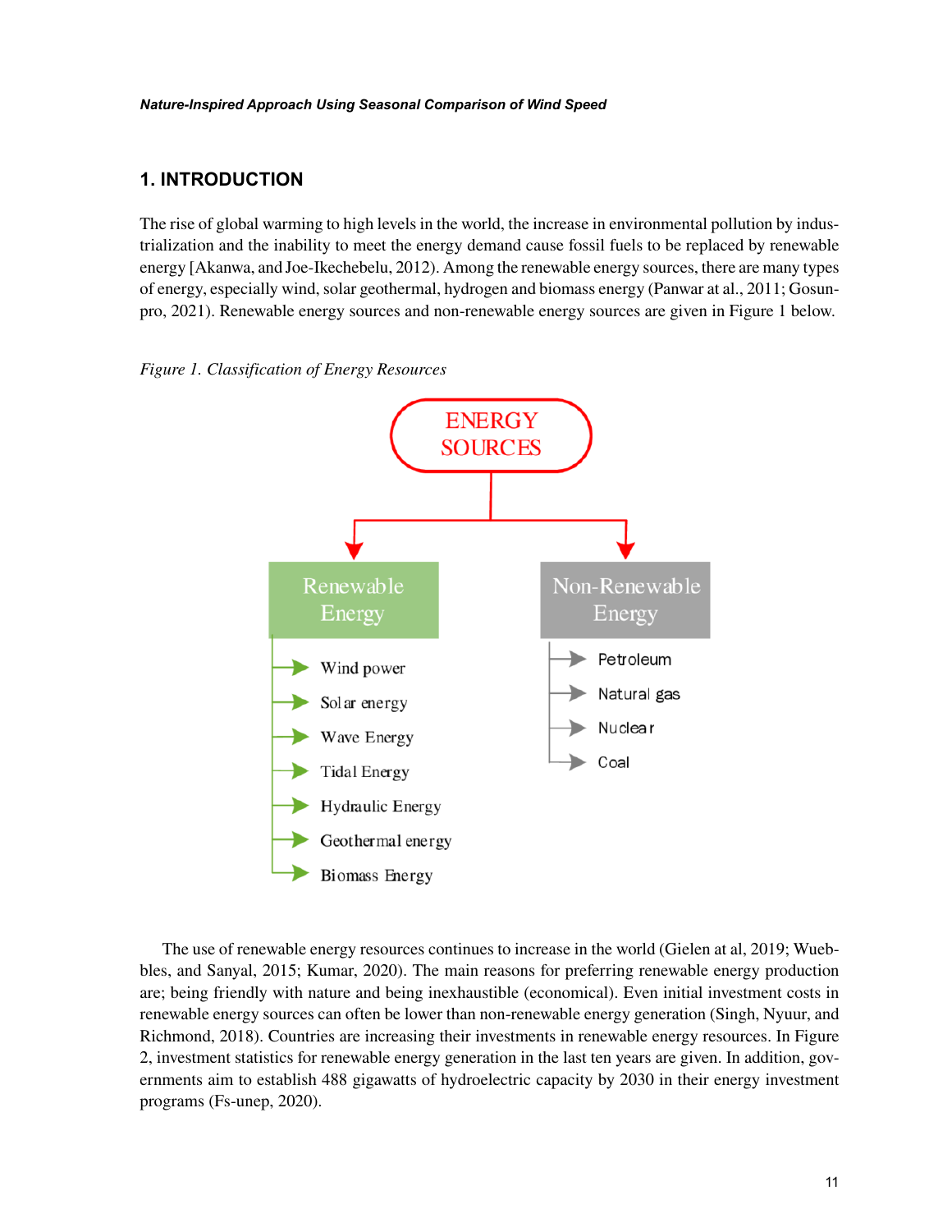## 1. INTRODUCTION

The rise of global warming to high levels in the world, the increase in environmental pollution by industrialization and the inability to meet the energy demand cause fossil fuels to be replaced by renewable energy [Akanwa, and Joe-Ikechebelu, 2012). Among the renewable energy sources, there are many types of energy, especially wind, solar geothermal, hydrogen and biomass energy (Panwar at al., 2011; Gosunpro, 2021). Renewable energy sources and non-renewable energy sources are given in Figure 1 below.

*Figure 1. Classification of Energy Resources*

ENERGY SOURCES

- Renewable Energy
  - Wind power
  - Solar energy
  - Wave Energy
  - Tidal Energy
  - Hydraulic Energy
  - Geothermal energy
  - Biomass Energy
- Non-Renewable Energy
  - Petroleum
  - Natural gas
  - Nuclear
  - Coal

The use of renewable energy resources continues to increase in the world (Gielen at al, 2019; Wuebbles, and Sanyal, 2015; Kumar, 2020). The main reasons for preferring renewable energy production are; being friendly with nature and being inexhaustible (economical). Even initial investment costs in renewable energy sources can often be lower than non-renewable energy generation (Singh, Nyuur, and Richmond, 2018). Countries are increasing their investments in renewable energy resources. In Figure 2, investment statistics for renewable energy generation in the last ten years are given. In addition, governments aim to establish 488 gigawatts of hydroelectric capacity by 2030 in their energy investment programs (Fs-unep, 2020).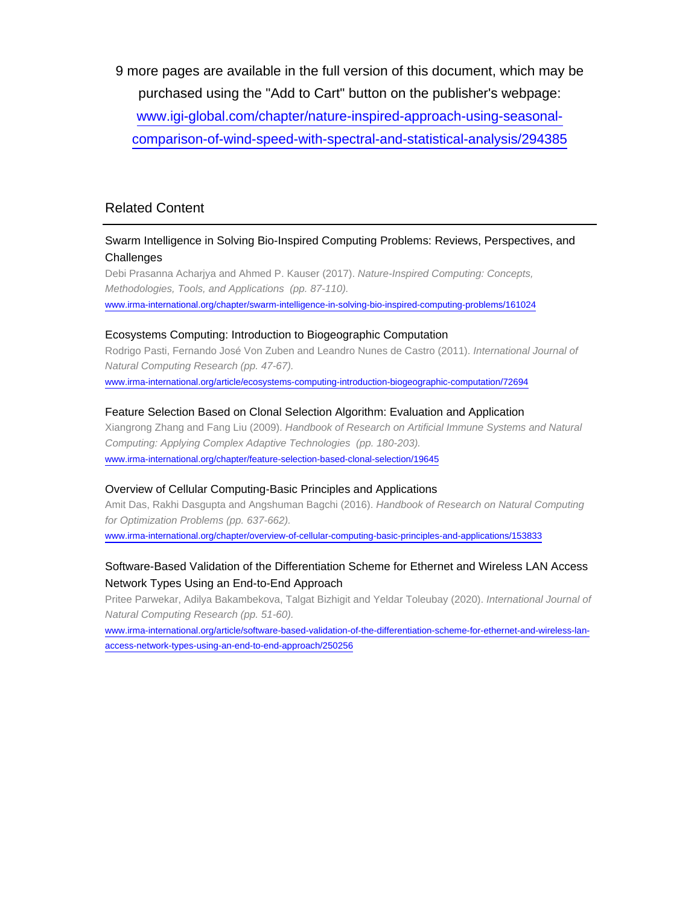9 more pages are available in the full version of this document, which may be purchased using the "Add to Cart" button on the publisher's webpage: [www.igi-global.com/chapter/nature-inspired-approach-using-seasonal-comparison-of-wind-speed-with-spectral-and-statistical-analysis/294385](www.igi-global.com/chapter/nature-inspired-approach-using-seasonal-comparison-of-wind-speed-with-spectral-and-statistical-analysis/294385)

## Related Content

**Swarm Intelligence in Solving Bio-Inspired Computing Problems: Reviews, Perspectives, and Challenges**
Debi Prasanna Acharjya and Ahmed P. Kauser (2017). *Nature-Inspired Computing: Concepts, Methodologies, Tools, and Applications (pp. 87-110).*
[www.irma-international.org/chapter/swarm-intelligence-in-solving-bio-inspired-computing-problems/161024](www.irma-international.org/chapter/swarm-intelligence-in-solving-bio-inspired-computing-problems/161024)

**Ecosystems Computing: Introduction to Biogeographic Computation**
Rodrigo Pasti, Fernando José Von Zuben and Leandro Nunes de Castro (2011). *International Journal of Natural Computing Research (pp. 47-67).*
[www.irma-international.org/article/ecosystems-computing-introduction-biogeographic-computation/72694](www.irma-international.org/article/ecosystems-computing-introduction-biogeographic-computation/72694)

**Feature Selection Based on Clonal Selection Algorithm: Evaluation and Application**
Xiangrong Zhang and Fang Liu (2009). *Handbook of Research on Artificial Immune Systems and Natural Computing: Applying Complex Adaptive Technologies (pp. 180-203).*
[www.irma-international.org/chapter/feature-selection-based-clonal-selection/19645](www.irma-international.org/chapter/feature-selection-based-clonal-selection/19645)

**Overview of Cellular Computing-Basic Principles and Applications**
Amit Das, Rakhi Dasgupta and Angshuman Bagchi (2016). *Handbook of Research on Natural Computing for Optimization Problems (pp. 637-662).*
[www.irma-international.org/chapter/overview-of-cellular-computing-basic-principles-and-applications/153833](www.irma-international.org/chapter/overview-of-cellular-computing-basic-principles-and-applications/153833)

**Software-Based Validation of the Differentiation Scheme for Ethernet and Wireless LAN Access Network Types Using an End-to-End Approach**
Pritee Parwekar, Adilya Bakambekova, Talgat Bizhigit and Yeldar Toleubay (2020). *International Journal of Natural Computing Research (pp. 51-60).*
[www.irma-international.org/article/software-based-validation-of-the-differentiation-scheme-for-ethernet-and-wireless-lan-access-network-types-using-an-end-to-end-approach/250256](www.irma-international.org/article/software-based-validation-of-the-differentiation-scheme-for-ethernet-and-wireless-lan-access-network-types-using-an-end-to-end-approach/250256)